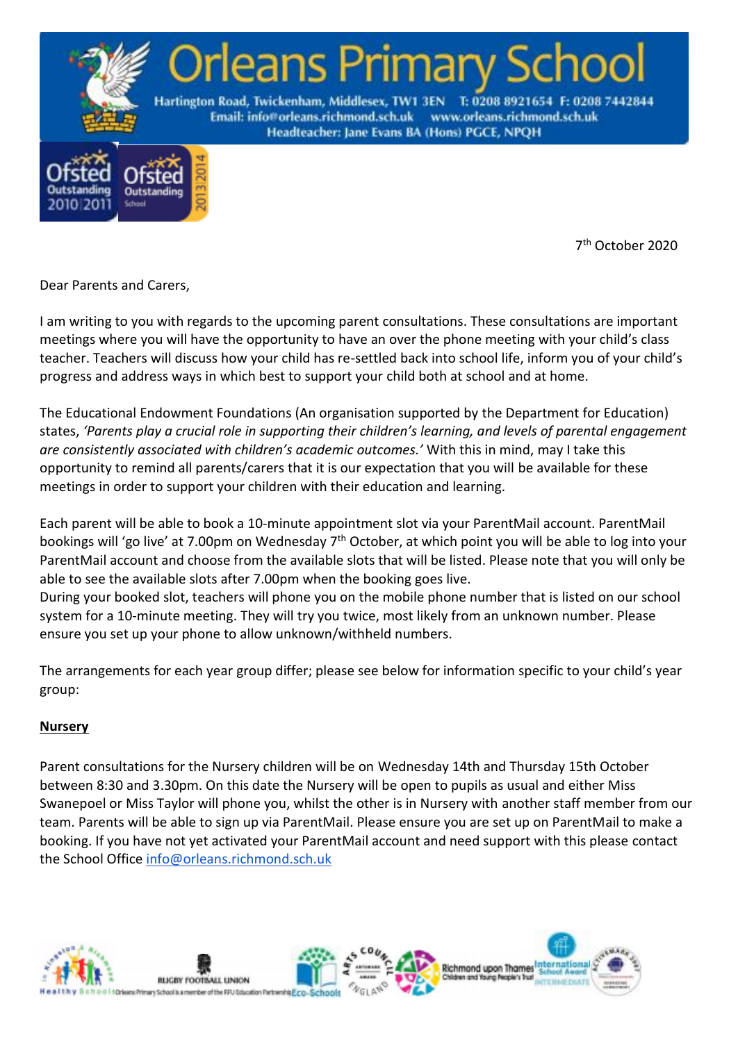# Orleans Primary School

Hartington Road, Twickenham, Middlesex, TW1 3EN T: 0208 8921654 F: 0208 7442844
Email: info@orleans.richmond.sch.uk www.orleans.richmond.sch.uk
Headteacher: Jane Evans BA (Hons) PGCE, NPQH

7th October 2020

Dear Parents and Carers,

I am writing to you with regards to the upcoming parent consultations. These consultations are important meetings where you will have the opportunity to have an over the phone meeting with your child's class teacher. Teachers will discuss how your child has re-settled back into school life, inform you of your child's progress and address ways in which best to support your child both at school and at home.

The Educational Endowment Foundations (An organisation supported by the Department for Education) states, *'Parents play a crucial role in supporting their children's learning, and levels of parental engagement are consistently associated with children's academic outcomes.'* With this in mind, may I take this opportunity to remind all parents/carers that it is our expectation that you will be available for these meetings in order to support your children with their education and learning.

Each parent will be able to book a 10-minute appointment slot via your ParentMail account. ParentMail bookings will 'go live' at 7.00pm on Wednesday 7th October, at which point you will be able to log into your ParentMail account and choose from the available slots that will be listed. Please note that you will only be able to see the available slots after 7.00pm when the booking goes live.
During your booked slot, teachers will phone you on the mobile phone number that is listed on our school system for a 10-minute meeting. They will try you twice, most likely from an unknown number. Please ensure you set up your phone to allow unknown/withheld numbers.

The arrangements for each year group differ; please see below for information specific to your child's year group:

**Nursery**

Parent consultations for the Nursery children will be on Wednesday 14th and Thursday 15th October between 8:30 and 3.30pm. On this date the Nursery will be open to pupils as usual and either Miss Swanepoel or Miss Taylor will phone you, whilst the other is in Nursery with another staff member from our team. Parents will be able to sign up via ParentMail. Please ensure you are set up on ParentMail to make a booking. If you have not yet activated your ParentMail account and need support with this please contact the School Office info@orleans.richmond.sch.uk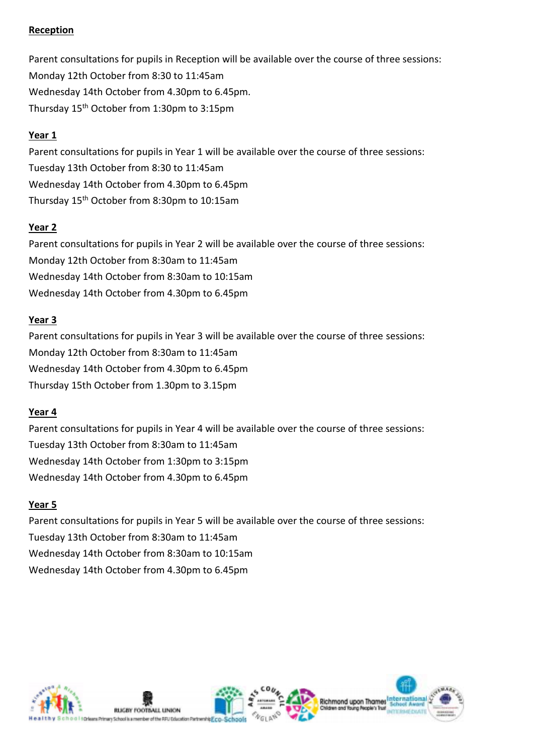**Reception**

Parent consultations for pupils in Reception will be available over the course of three sessions:
Monday 12th October from 8:30 to 11:45am
Wednesday 14th October from 4.30pm to 6.45pm.
Thursday 15th October from 1:30pm to 3:15pm

**Year 1**

Parent consultations for pupils in Year 1 will be available over the course of three sessions:
Tuesday 13th October from 8:30 to 11:45am
Wednesday 14th October from 4.30pm to 6.45pm
Thursday 15th October from 8:30pm to 10:15am

**Year 2**

Parent consultations for pupils in Year 2 will be available over the course of three sessions:
Monday 12th October from 8:30am to 11:45am
Wednesday 14th October from 8:30am to 10:15am
Wednesday 14th October from 4.30pm to 6.45pm

**Year 3**

Parent consultations for pupils in Year 3 will be available over the course of three sessions:
Monday 12th October from 8:30am to 11:45am
Wednesday 14th October from 4.30pm to 6.45pm
Thursday 15th October from 1.30pm to 3.15pm

**Year 4**

Parent consultations for pupils in Year 4 will be available over the course of three sessions:
Tuesday 13th October from 8:30am to 11:45am
Wednesday 14th October from 1:30pm to 3:15pm
Wednesday 14th October from 4.30pm to 6.45pm

**Year 5**

Parent consultations for pupils in Year 5 will be available over the course of three sessions:
Tuesday 13th October from 8:30am to 11:45am
Wednesday 14th October from 8:30am to 10:15am
Wednesday 14th October from 4.30pm to 6.45pm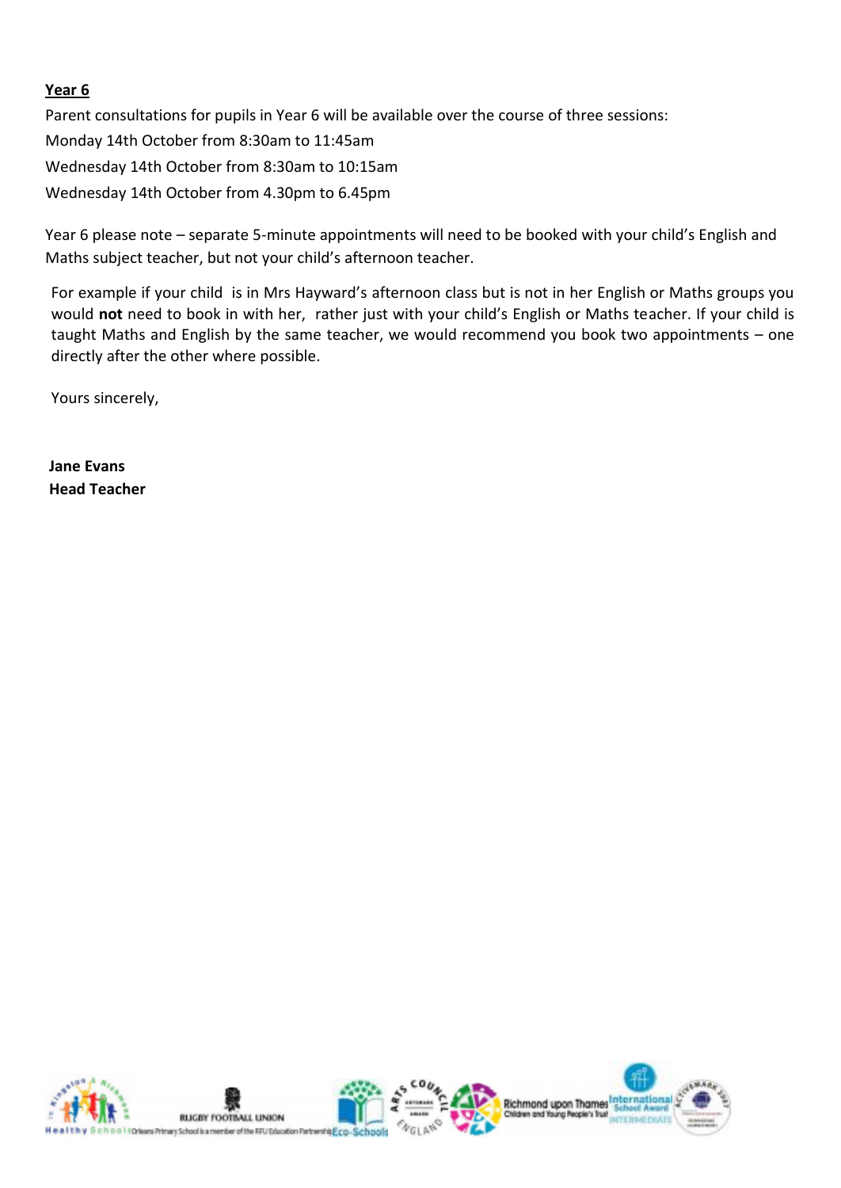**Year 6**

Parent consultations for pupils in Year 6 will be available over the course of three sessions:

Monday 14th October from 8:30am to 11:45am

Wednesday 14th October from 8:30am to 10:15am

Wednesday 14th October from 4.30pm to 6.45pm

Year 6 please note – separate 5-minute appointments will need to be booked with your child's English and Maths subject teacher, but not your child's afternoon teacher.

For example if your child is in Mrs Hayward's afternoon class but is not in her English or Maths groups you would **not** need to book in with her, rather just with your child's English or Maths teacher. If your child is taught Maths and English by the same teacher, we would recommend you book two appointments – one directly after the other where possible.

Yours sincerely,

**Jane Evans**
**Head Teacher**